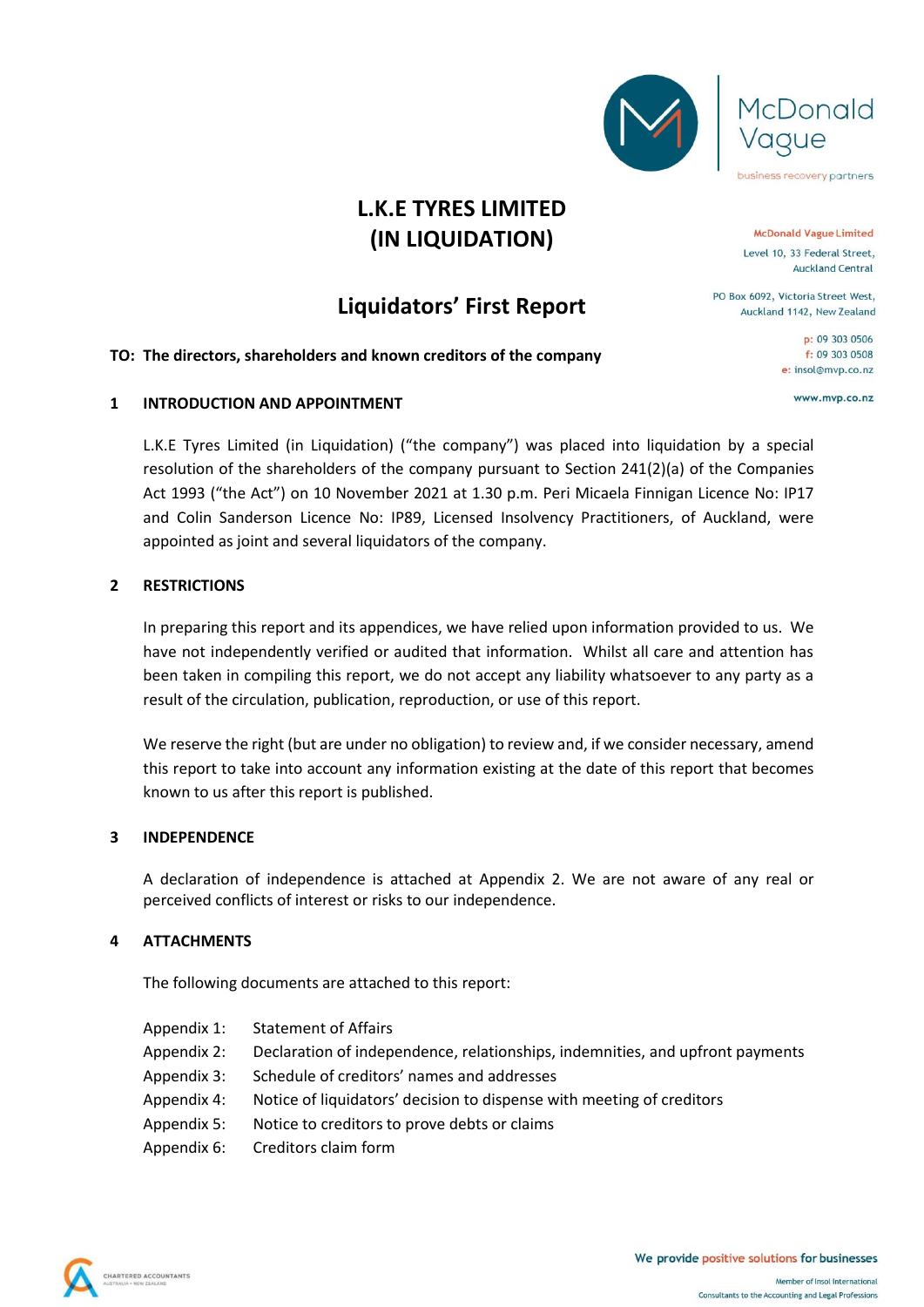McDonald Vague

business recovery partners

McDonald Vague Limited
Level 10, 33 Federal Street,
Auckland Central

PO Box 6092, Victoria Street West,
Auckland 1142, New Zealand

p: 09 303 0506
f: 09 303 0508
e: insol@mvp.co.nz

www.mvp.co.nz

# L.K.E TYRES LIMITED (IN LIQUIDATION)

## Liquidators' First Report

**TO: The directors, shareholders and known creditors of the company**

### 1 INTRODUCTION AND APPOINTMENT

L.K.E Tyres Limited (in Liquidation) ("the company") was placed into liquidation by a special resolution of the shareholders of the company pursuant to Section 241(2)(a) of the Companies Act 1993 ("the Act") on 10 November 2021 at 1.30 p.m. Peri Micaela Finnigan Licence No: IP17 and Colin Sanderson Licence No: IP89, Licensed Insolvency Practitioners, of Auckland, were appointed as joint and several liquidators of the company.

### 2 RESTRICTIONS

In preparing this report and its appendices, we have relied upon information provided to us. We have not independently verified or audited that information. Whilst all care and attention has been taken in compiling this report, we do not accept any liability whatsoever to any party as a result of the circulation, publication, reproduction, or use of this report.

We reserve the right (but are under no obligation) to review and, if we consider necessary, amend this report to take into account any information existing at the date of this report that becomes known to us after this report is published.

### 3 INDEPENDENCE

A declaration of independence is attached at Appendix 2. We are not aware of any real or perceived conflicts of interest or risks to our independence.

### 4 ATTACHMENTS

The following documents are attached to this report:

- Appendix 1: Statement of Affairs
- Appendix 2: Declaration of independence, relationships, indemnities, and upfront payments
- Appendix 3: Schedule of creditors' names and addresses
- Appendix 4: Notice of liquidators' decision to dispense with meeting of creditors
- Appendix 5: Notice to creditors to prove debts or claims
- Appendix 6: Creditors claim form

We provide positive solutions for businesses

Member of Insol International
Consultants to the Accounting and Legal Professions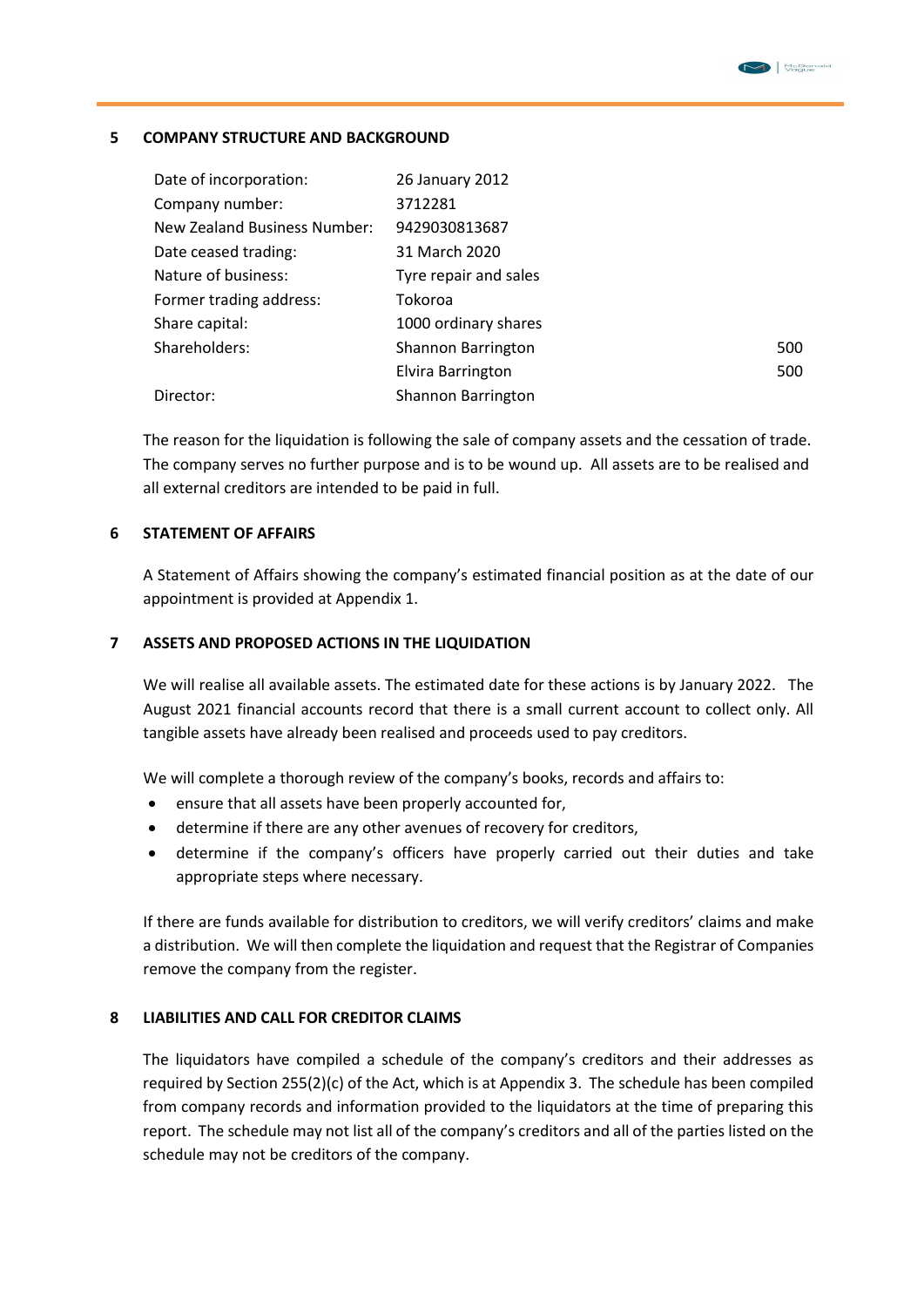## 5 COMPANY STRUCTURE AND BACKGROUND

| | | |
|---|---|---|
| Date of incorporation: | 26 January 2012 | |
| Company number: | 3712281 | |
| New Zealand Business Number: | 9429030813687 | |
| Date ceased trading: | 31 March 2020 | |
| Nature of business: | Tyre repair and sales | |
| Former trading address: | Tokoroa | |
| Share capital: | 1000 ordinary shares | |
| Shareholders: | Shannon Barrington | 500 |
| | Elvira Barrington | 500 |
| Director: | Shannon Barrington | |

The reason for the liquidation is following the sale of company assets and the cessation of trade. The company serves no further purpose and is to be wound up. All assets are to be realised and all external creditors are intended to be paid in full.

## 6 STATEMENT OF AFFAIRS

A Statement of Affairs showing the company's estimated financial position as at the date of our appointment is provided at Appendix 1.

## 7 ASSETS AND PROPOSED ACTIONS IN THE LIQUIDATION

We will realise all available assets. The estimated date for these actions is by January 2022. The August 2021 financial accounts record that there is a small current account to collect only. All tangible assets have already been realised and proceeds used to pay creditors.

We will complete a thorough review of the company's books, records and affairs to:

- ensure that all assets have been properly accounted for,
- determine if there are any other avenues of recovery for creditors,
- determine if the company's officers have properly carried out their duties and take appropriate steps where necessary.

If there are funds available for distribution to creditors, we will verify creditors' claims and make a distribution. We will then complete the liquidation and request that the Registrar of Companies remove the company from the register.

## 8 LIABILITIES AND CALL FOR CREDITOR CLAIMS

The liquidators have compiled a schedule of the company's creditors and their addresses as required by Section 255(2)(c) of the Act, which is at Appendix 3. The schedule has been compiled from company records and information provided to the liquidators at the time of preparing this report. The schedule may not list all of the company's creditors and all of the parties listed on the schedule may not be creditors of the company.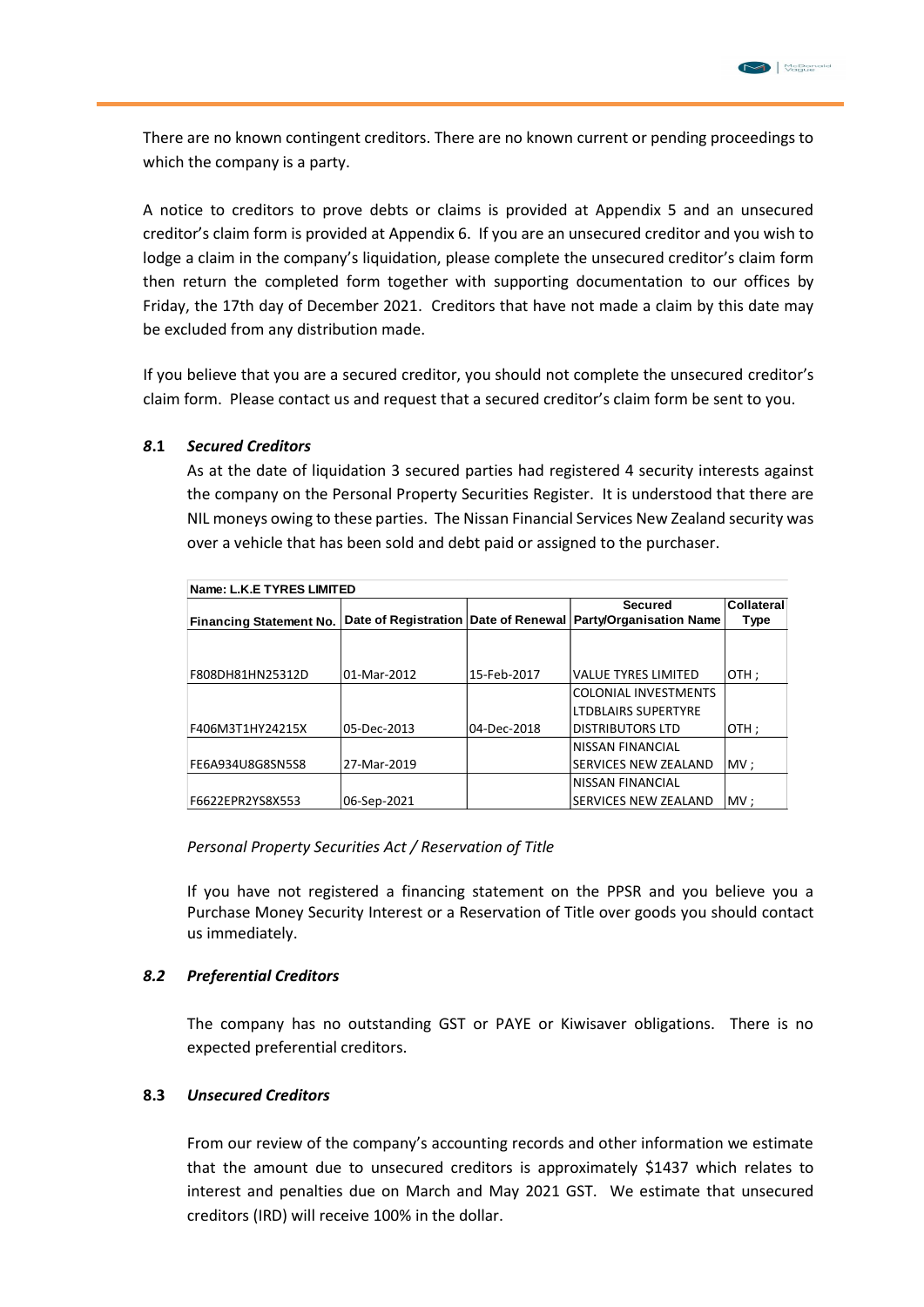There are no known contingent creditors. There are no known current or pending proceedings to which the company is a party.

A notice to creditors to prove debts or claims is provided at Appendix 5 and an unsecured creditor's claim form is provided at Appendix 6. If you are an unsecured creditor and you wish to lodge a claim in the company's liquidation, please complete the unsecured creditor's claim form then return the completed form together with supporting documentation to our offices by Friday, the 17th day of December 2021. Creditors that have not made a claim by this date may be excluded from any distribution made.

If you believe that you are a secured creditor, you should not complete the unsecured creditor's claim form. Please contact us and request that a secured creditor's claim form be sent to you.

### *8*.1 *Secured Creditors*

As at the date of liquidation 3 secured parties had registered 4 security interests against the company on the Personal Property Securities Register. It is understood that there are NIL moneys owing to these parties. The Nissan Financial Services New Zealand security was over a vehicle that has been sold and debt paid or assigned to the purchaser.

| Name: L.K.E TYRES LIMITED | | | | |
|---|---|---|---|---|
| Financing Statement No. | Date of Registration | Date of Renewal | Secured Party/Organisation Name | Collateral Type |
| F808DH81HN25312D | 01-Mar-2012 | 15-Feb-2017 | VALUE TYRES LIMITED | OTH ; |
| F406M3T1HY24215X | 05-Dec-2013 | 04-Dec-2018 | COLONIAL INVESTMENTS LTDBLAIRS SUPERTYRE DISTRIBUTORS LTD | OTH ; |
| FE6A934U8G8SN5S8 | 27-Mar-2019 | | NISSAN FINANCIAL SERVICES NEW ZEALAND | MV ; |
| F6622EPR2YS8X553 | 06-Sep-2021 | | NISSAN FINANCIAL SERVICES NEW ZEALAND | MV ; |

*Personal Property Securities Act / Reservation of Title*

If you have not registered a financing statement on the PPSR and you believe you a Purchase Money Security Interest or a Reservation of Title over goods you should contact us immediately.

### *8.2* *Preferential Creditors*

The company has no outstanding GST or PAYE or Kiwisaver obligations. There is no expected preferential creditors.

### 8.3 *Unsecured Creditors*

From our review of the company's accounting records and other information we estimate that the amount due to unsecured creditors is approximately $1437 which relates to interest and penalties due on March and May 2021 GST. We estimate that unsecured creditors (IRD) will receive 100% in the dollar.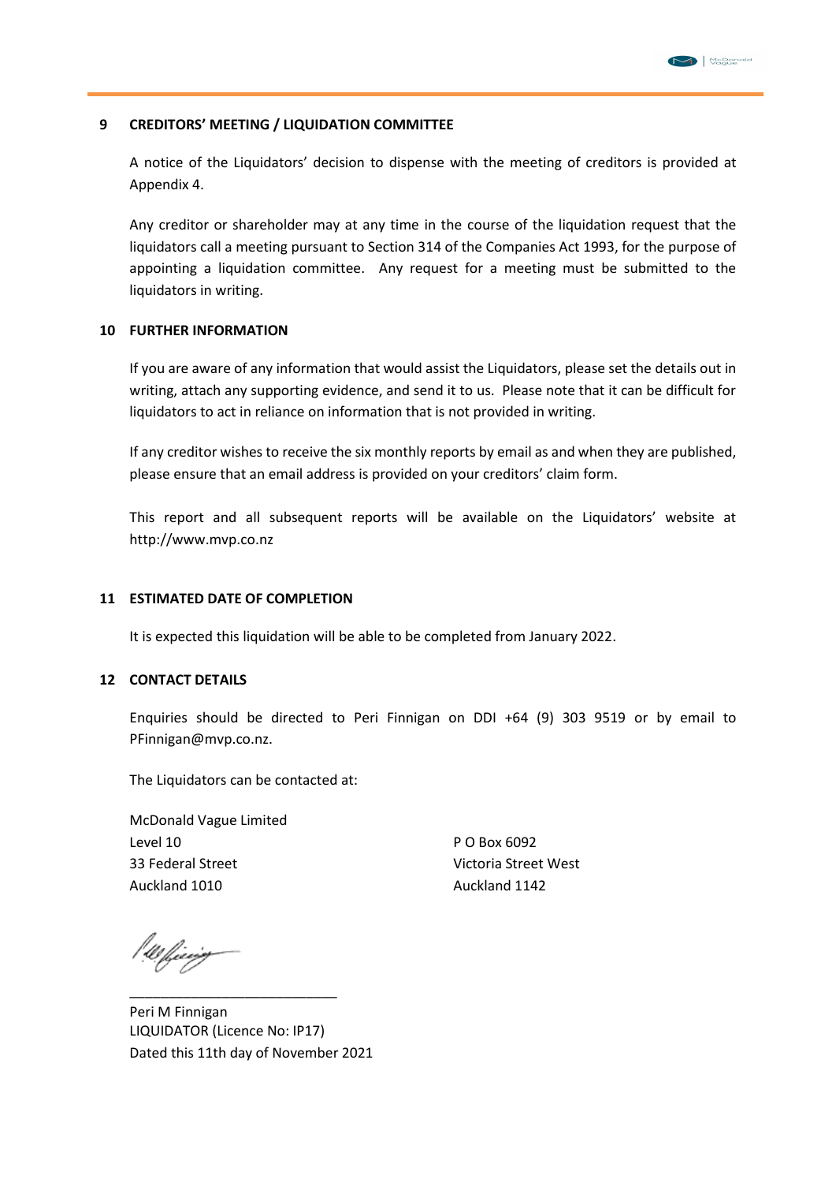## 9 CREDITORS' MEETING / LIQUIDATION COMMITTEE

A notice of the Liquidators' decision to dispense with the meeting of creditors is provided at Appendix 4.

Any creditor or shareholder may at any time in the course of the liquidation request that the liquidators call a meeting pursuant to Section 314 of the Companies Act 1993, for the purpose of appointing a liquidation committee. Any request for a meeting must be submitted to the liquidators in writing.

## 10 FURTHER INFORMATION

If you are aware of any information that would assist the Liquidators, please set the details out in writing, attach any supporting evidence, and send it to us. Please note that it can be difficult for liquidators to act in reliance on information that is not provided in writing.

If any creditor wishes to receive the six monthly reports by email as and when they are published, please ensure that an email address is provided on your creditors' claim form.

This report and all subsequent reports will be available on the Liquidators' website at http://www.mvp.co.nz

## 11 ESTIMATED DATE OF COMPLETION

It is expected this liquidation will be able to be completed from January 2022.

## 12 CONTACT DETAILS

Enquiries should be directed to Peri Finnigan on DDI +64 (9) 303 9519 or by email to PFinnigan@mvp.co.nz.

The Liquidators can be contacted at:

McDonald Vague Limited
Level 10
33 Federal Street
Auckland 1010

P O Box 6092
Victoria Street West
Auckland 1142

\_\_\_\_\_\_\_\_\_\_\_\_\_\_\_\_\_\_\_\_\_\_\_\_\_\_\_\_

Peri M Finnigan
LIQUIDATOR (Licence No: IP17)
Dated this 11th day of November 2021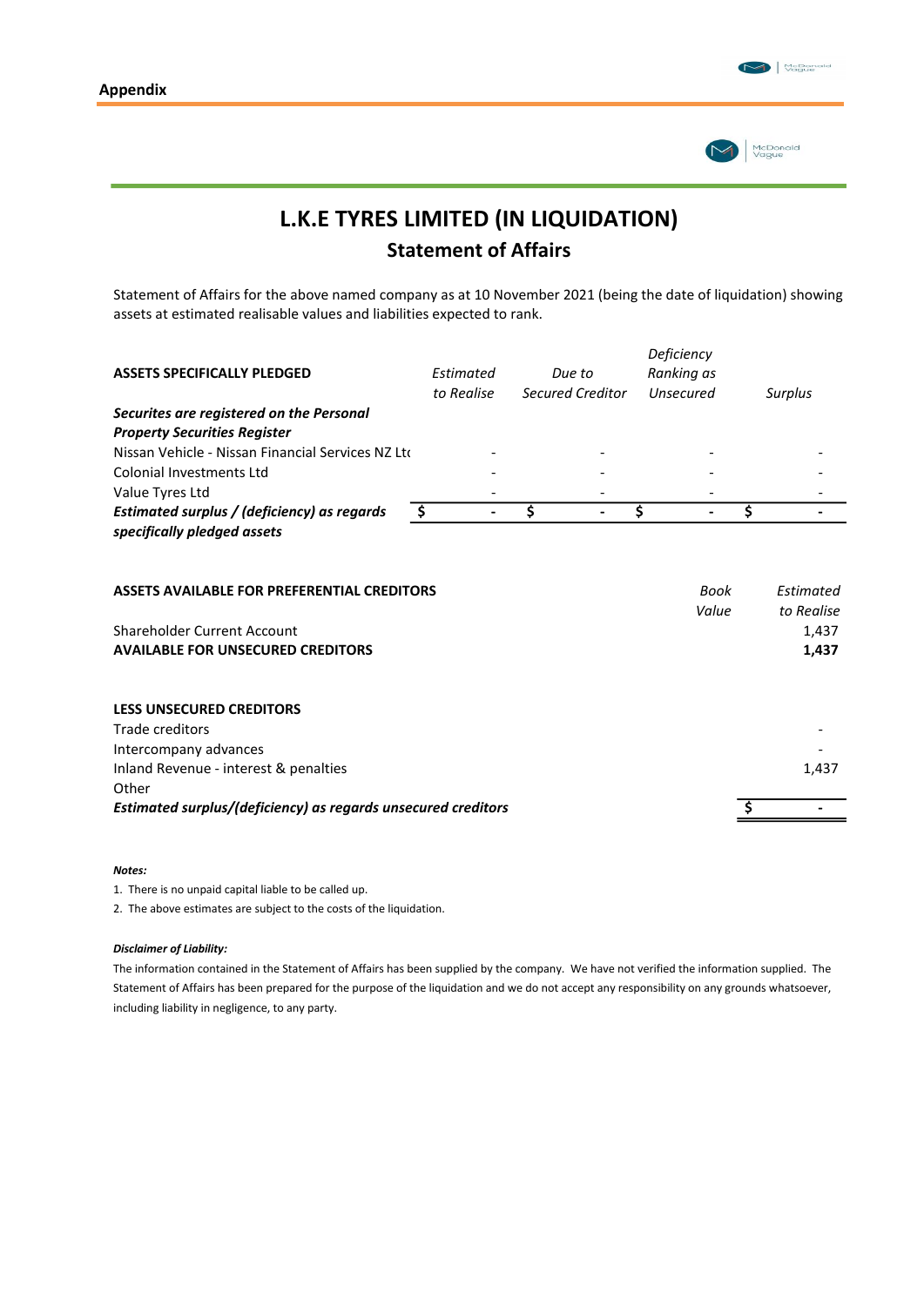## Appendix

# L.K.E TYRES LIMITED (IN LIQUIDATION)

## Statement of Affairs

Statement of Affairs for the above named company as at 10 November 2021 (being the date of liquidation) showing assets at estimated realisable values and liabilities expected to rank.

| ASSETS SPECIFICALLY PLEDGED | *Estimated to Realise* | *Due to Secured Creditor* | *Deficiency Ranking as Unsecured* | *Surplus* |
|---|---|---|---|---|
| ***Securites are registered on the Personal Property Securities Register*** | | | | |
| Nissan Vehicle - Nissan Financial Services NZ Ltd | - | - | - | - |
| Colonial Investments Ltd | - | - | - | - |
| Value Tyres Ltd | - | - | - | - |
| ***Estimated surplus / (deficiency) as regards specifically pledged assets*** | $ - | $ - | $ - | $ - |

| ASSETS AVAILABLE FOR PREFERENTIAL CREDITORS | *Book Value* | *Estimated to Realise* |
|---|---|---|
| Shareholder Current Account | | 1,437 |
| **AVAILABLE FOR UNSECURED CREDITORS** | | **1,437** |
| | | |
| **LESS UNSECURED CREDITORS** | | |
| Trade creditors | | - |
| Intercompany advances | | - |
| Inland Revenue - interest & penalties | | 1,437 |
| Other | | |
| ***Estimated surplus/(deficiency) as regards unsecured creditors*** | | $ - |

***Notes:***

1. There is no unpaid capital liable to be called up.
2. The above estimates are subject to the costs of the liquidation.

***Disclaimer of Liability:***

The information contained in the Statement of Affairs has been supplied by the company. We have not verified the information supplied. The Statement of Affairs has been prepared for the purpose of the liquidation and we do not accept any responsibility on any grounds whatsoever, including liability in negligence, to any party.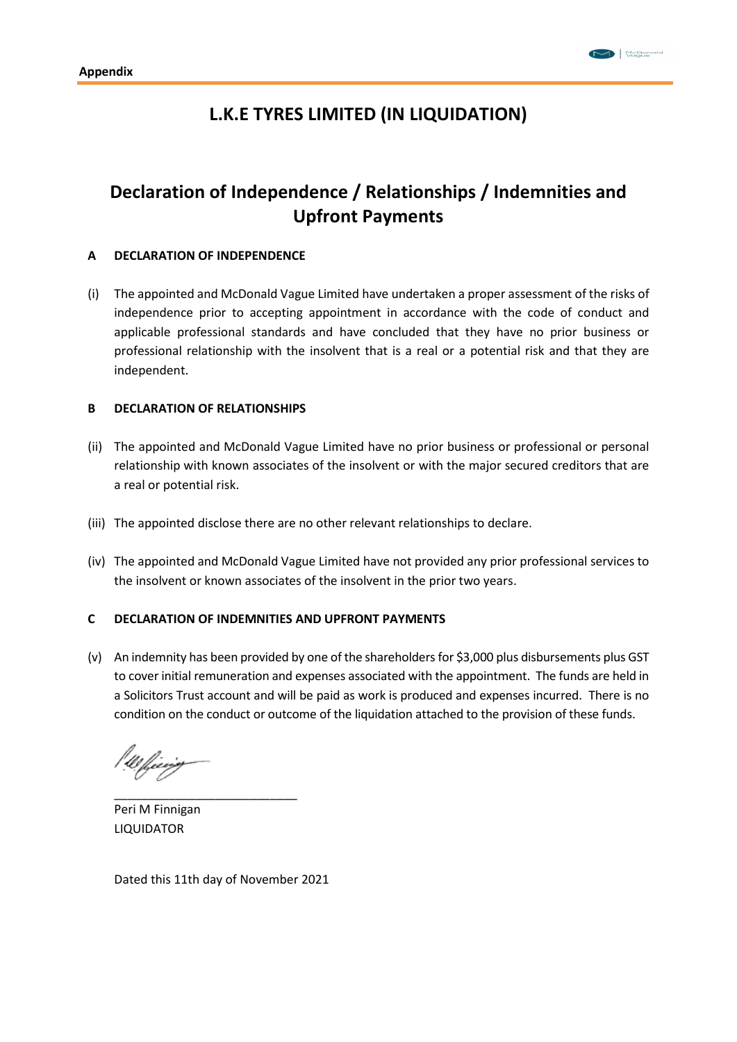Appendix

# L.K.E TYRES LIMITED (IN LIQUIDATION)

## Declaration of Independence / Relationships / Indemnities and Upfront Payments

**A DECLARATION OF INDEPENDENCE**

(i) The appointed and McDonald Vague Limited have undertaken a proper assessment of the risks of independence prior to accepting appointment in accordance with the code of conduct and applicable professional standards and have concluded that they have no prior business or professional relationship with the insolvent that is a real or a potential risk and that they are independent.

**B DECLARATION OF RELATIONSHIPS**

(ii) The appointed and McDonald Vague Limited have no prior business or professional or personal relationship with known associates of the insolvent or with the major secured creditors that are a real or potential risk.

(iii) The appointed disclose there are no other relevant relationships to declare.

(iv) The appointed and McDonald Vague Limited have not provided any prior professional services to the insolvent or known associates of the insolvent in the prior two years.

**C DECLARATION OF INDEMNITIES AND UPFRONT PAYMENTS**

(v) An indemnity has been provided by one of the shareholders for $3,000 plus disbursements plus GST to cover initial remuneration and expenses associated with the appointment. The funds are held in a Solicitors Trust account and will be paid as work is produced and expenses incurred. There is no condition on the conduct or outcome of the liquidation attached to the provision of these funds.

\_\_\_\_\_\_\_\_\_\_\_\_\_\_\_\_\_\_\_\_\_\_\_\_\_\_\_\_
Peri M Finnigan
LIQUIDATOR

Dated this 11th day of November 2021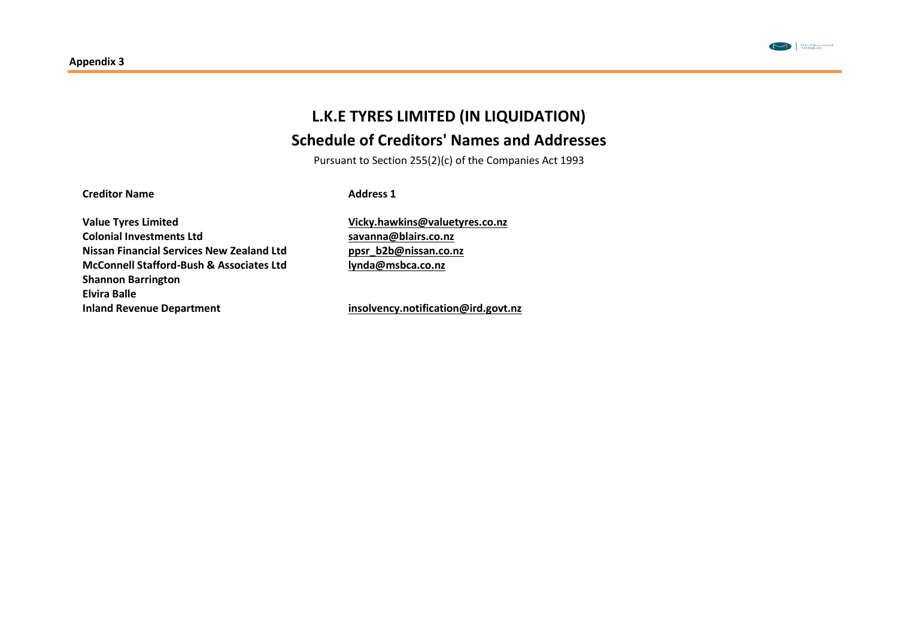**Appendix 3**

# L.K.E TYRES LIMITED (IN LIQUIDATION)

## Schedule of Creditors' Names and Addresses

Pursuant to Section 255(2)(c) of the Companies Act 1993

| Creditor Name | Address 1 |
|---|---|
| Value Tyres Limited | Vicky.hawkins@valuetyres.co.nz |
| Colonial Investments Ltd | savanna@blairs.co.nz |
| Nissan Financial Services New Zealand Ltd | ppsr_b2b@nissan.co.nz |
| McConnell Stafford-Bush & Associates Ltd | lynda@msbca.co.nz |
| Shannon Barrington | |
| Elvira Balle | |
| Inland Revenue Department | insolvency.notification@ird.govt.nz |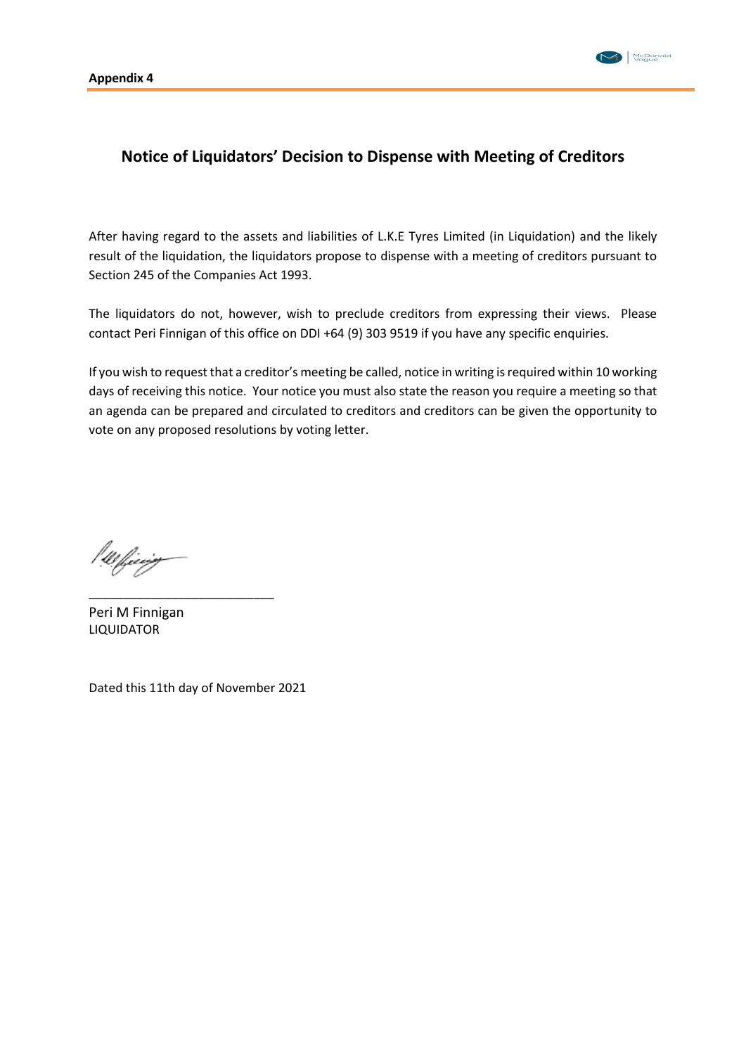**Appendix 4**

## Notice of Liquidators' Decision to Dispense with Meeting of Creditors

After having regard to the assets and liabilities of L.K.E Tyres Limited (in Liquidation) and the likely result of the liquidation, the liquidators propose to dispense with a meeting of creditors pursuant to Section 245 of the Companies Act 1993.

The liquidators do not, however, wish to preclude creditors from expressing their views. Please contact Peri Finnigan of this office on DDI +64 (9) 303 9519 if you have any specific enquiries.

If you wish to request that a creditor's meeting be called, notice in writing is required within 10 working days of receiving this notice. Your notice you must also state the reason you require a meeting so that an agenda can be prepared and circulated to creditors and creditors can be given the opportunity to vote on any proposed resolutions by voting letter.

___________________________

Peri M Finnigan
LIQUIDATOR

Dated this 11th day of November 2021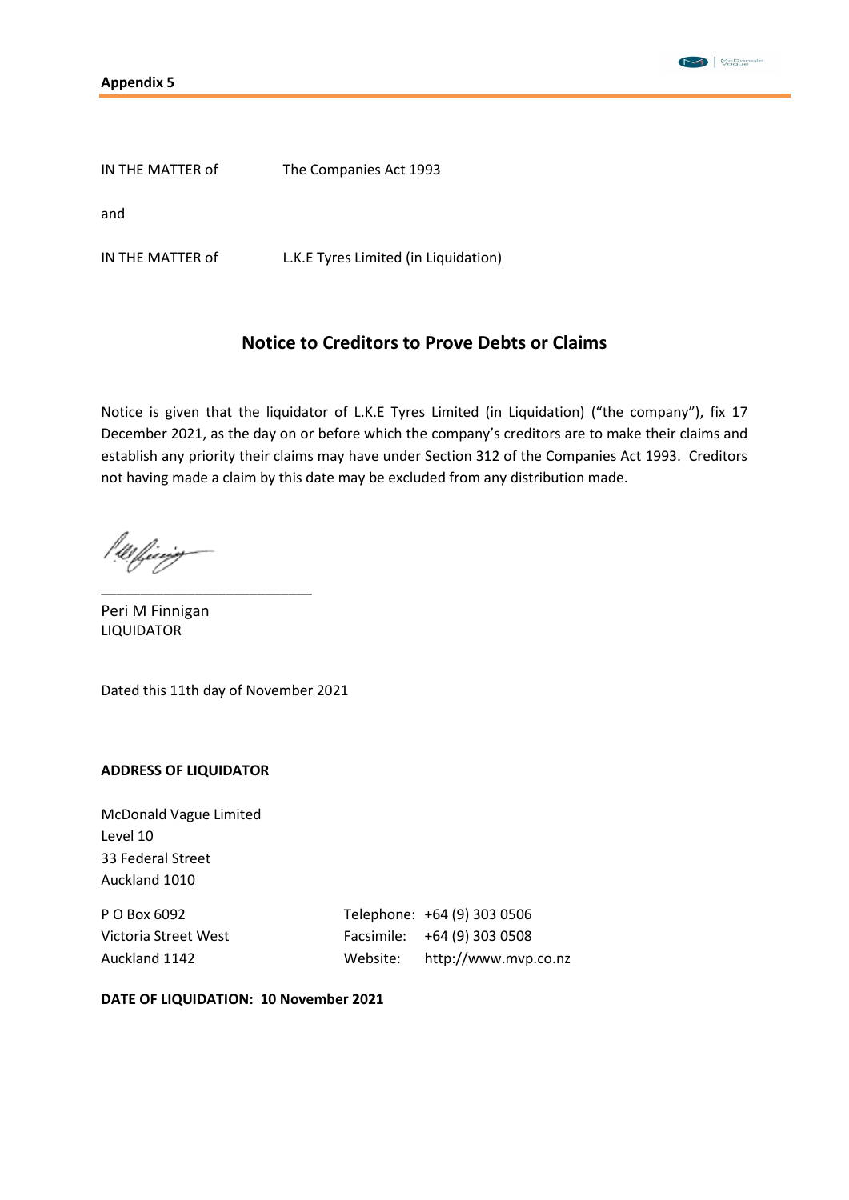**Appendix 5**

IN THE MATTER of The Companies Act 1993

and

IN THE MATTER of L.K.E Tyres Limited (in Liquidation)

## Notice to Creditors to Prove Debts or Claims

Notice is given that the liquidator of L.K.E Tyres Limited (in Liquidation) ("the company"), fix 17 December 2021, as the day on or before which the company's creditors are to make their claims and establish any priority their claims may have under Section 312 of the Companies Act 1993. Creditors not having made a claim by this date may be excluded from any distribution made.

\_\_\_\_\_\_\_\_\_\_\_\_\_\_\_\_\_\_\_\_\_\_\_\_\_\_\_

Peri M Finnigan
LIQUIDATOR

Dated this 11th day of November 2021

**ADDRESS OF LIQUIDATOR**

McDonald Vague Limited
Level 10
33 Federal Street
Auckland 1010

P O Box 6092
Victoria Street West
Auckland 1142

Telephone: +64 (9) 303 0506
Facsimile: +64 (9) 303 0508
Website: http://www.mvp.co.nz

**DATE OF LIQUIDATION: 10 November 2021**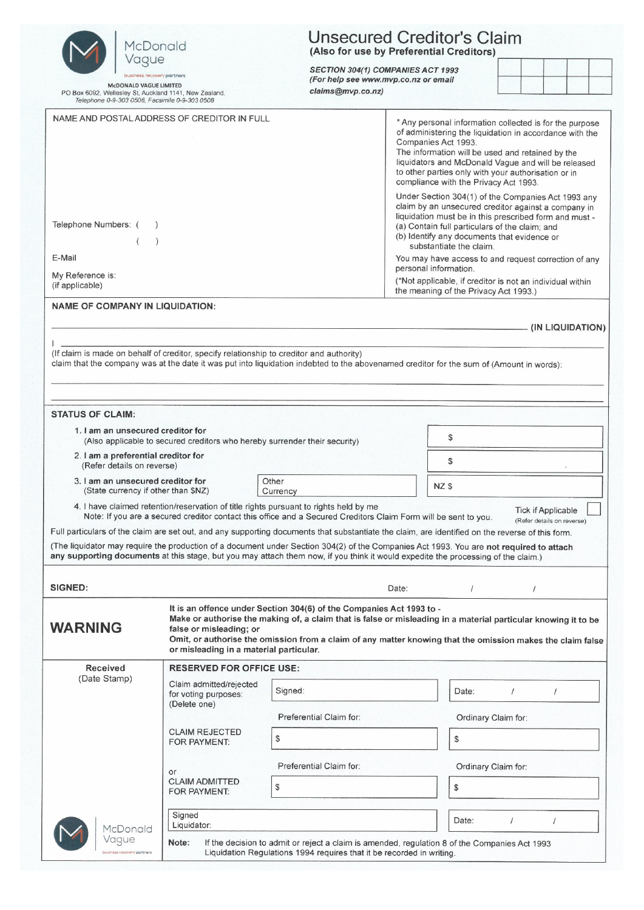McDonald Vague

business recovery partners

**McDONALD VAGUE LIMITED**
PO Box 6092, Wellesley St, Auckland 1141, New Zealand.
*Telephone 0-9-303 0506, Facsimile 0-9-303 0508*

# Unsecured Creditor's Claim

**(Also for use by Preferential Creditors)**

***SECTION 304(1) COMPANIES ACT 1993***
***(For help see www.mvp.co.nz or email claims@mvp.co.nz)***

| | | | | |
|---|---|---|---|---|
| | | | | |
| | | | | |

NAME AND POSTAL ADDRESS OF CREDITOR IN FULL

Telephone Numbers: (      )
(      )

E-Mail

My Reference is:
(if applicable)

\* Any personal information collected is for the purpose of administering the liquidation in accordance with the Companies Act 1993. The information will be used and retained by the liquidators and McDonald Vague and will be released to other parties only with your authorisation or in compliance with the Privacy Act 1993.

Under Section 304(1) of the Companies Act 1993 any claim by an unsecured creditor against a company in liquidation must be in this prescribed form and must -
(a) Contain full particulars of the claim; and
(b) Identify any documents that evidence or substantiate the claim.

You may have access to and request correction of any personal information.

(\*Not applicable, if creditor is not an individual within the meaning of the Privacy Act 1993.)

**NAME OF COMPANY IN LIQUIDATION:**

\_\_\_\_\_\_\_\_\_\_\_\_\_\_\_\_\_\_\_\_\_\_\_\_\_\_\_\_\_\_\_\_\_\_\_\_\_\_\_\_ **(IN LIQUIDATION)**

I \_\_\_\_\_\_\_\_\_\_\_\_\_\_\_\_\_\_\_\_\_\_\_\_\_\_\_\_\_\_\_\_\_\_\_\_\_\_\_\_

(If claim is made on behalf of creditor, specify relationship to creditor and authority)
claim that the company was at the date it was put into liquidation indebted to the abovenamed creditor for the sum of (Amount in words):

\_\_\_\_\_\_\_\_\_\_\_\_\_\_\_\_\_\_\_\_\_\_\_\_\_\_\_\_\_\_\_\_\_\_\_\_\_\_\_\_

\_\_\_\_\_\_\_\_\_\_\_\_\_\_\_\_\_\_\_\_\_\_\_\_\_\_\_\_\_\_\_\_\_\_\_\_\_\_\_\_

**STATUS OF CLAIM:**

1. **I am an unsecured creditor for** — $
   (Also applicable to secured creditors who hereby surrender their security)
2. **I am a preferential creditor for** — $
   (Refer details on reverse)
3. **I am an unsecured creditor for** — Other Currency — NZ $
   (State currency if other than $NZ)
4. I have claimed retention/reservation of title rights pursuant to rights held by me — Tick if Applicable ☐ (Refer details on reverse)
   Note: If you are a secured creditor contact this office and a Secured Creditors Claim Form will be sent to you.

Full particulars of the claim are set out, and any supporting documents that substantiate the claim, are identified on the reverse of this form.

(The liquidator may require the production of a document under Section 304(2) of the Companies Act 1993. You are **not required to attach any supporting documents** at this stage, but you may attach them now, if you think it would expedite the processing of the claim.)

**SIGNED:** \_\_\_\_\_\_\_\_\_\_\_\_\_\_\_\_ Date: &nbsp;&nbsp;&nbsp; / &nbsp;&nbsp;&nbsp; /

## WARNING

**It is an offence under Section 304(6) of the Companies Act 1993 to -**
**Make or authorise the making of, a claim that is false or misleading in a material particular knowing it to be false or misleading; or**
**Omit, or authorise the omission from a claim of any matter knowing that the omission makes the claim false or misleading in a material particular.**

**Received**
(Date Stamp)

**RESERVED FOR OFFICE USE:**

| | | |
|---|---|---|
| Claim admitted/rejected for voting purposes: (Delete one) | Signed: | Date: &nbsp;&nbsp; / &nbsp;&nbsp; / |
| | Preferential Claim for: | Ordinary Claim for: |
| CLAIM REJECTED FOR PAYMENT: | $ | $ |
| | Preferential Claim for: | Ordinary Claim for: |
| or CLAIM ADMITTED FOR PAYMENT: | $ | $ |
| | Signed Liquidator: | Date: &nbsp;&nbsp; / &nbsp;&nbsp; / |

**Note:** If the decision to admit or reject a claim is amended, regulation 8 of the Companies Act 1993 Liquidation Regulations 1994 requires that it be recorded in writing.

McDonald Vague

business recovery partners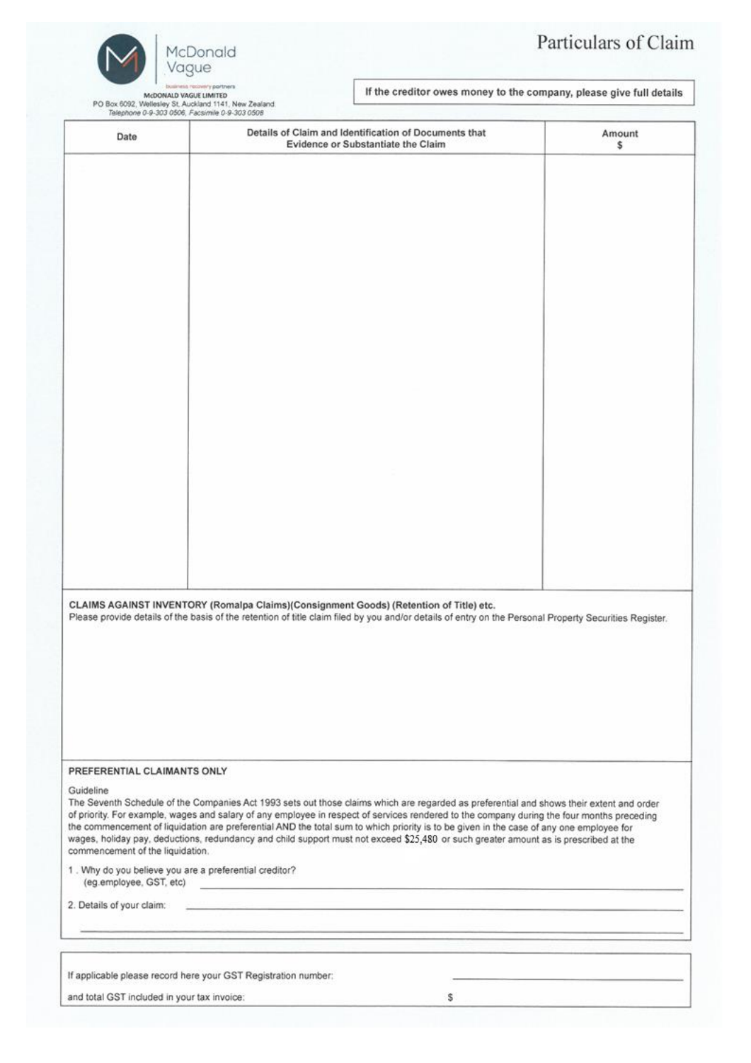McDonald Vague

business recovery partners

McDONALD VAGUE LIMITED
PO Box 6092, Wellesley St, Auckland 1141, New Zealand
Telephone 0-9-303 0506, Facsimile 0-9-303 0508

# Particulars of Claim

**If the creditor owes money to the company, please give full details**

| Date | Details of Claim and Identification of Documents that Evidence or Substantiate the Claim | Amount $ |
| --- | --- | --- |
| | | |

**CLAIMS AGAINST INVENTORY (Romalpa Claims)(Consignment Goods) (Retention of Title) etc.**

Please provide details of the basis of the retention of title claim filed by you and/or details of entry on the Personal Property Securities Register.

**PREFERENTIAL CLAIMANTS ONLY**

Guideline

The Seventh Schedule of the Companies Act 1993 sets out those claims which are regarded as preferential and shows their extent and order of priority. For example, wages and salary of any employee in respect of services rendered to the company during the four months preceding the commencement of liquidation are preferential AND the total sum to which priority is to be given in the case of any one employee for wages, holiday pay, deductions, redundancy and child support must not exceed $25,480 or such greater amount as is prescribed at the commencement of the liquidation.

1. Why do you believe you are a preferential creditor? (eg.employee, GST, etc) ____________________

2. Details of your claim: ____________________

If applicable please record here your GST Registration number: ____________________

and total GST included in your tax invoice: $ ____________________